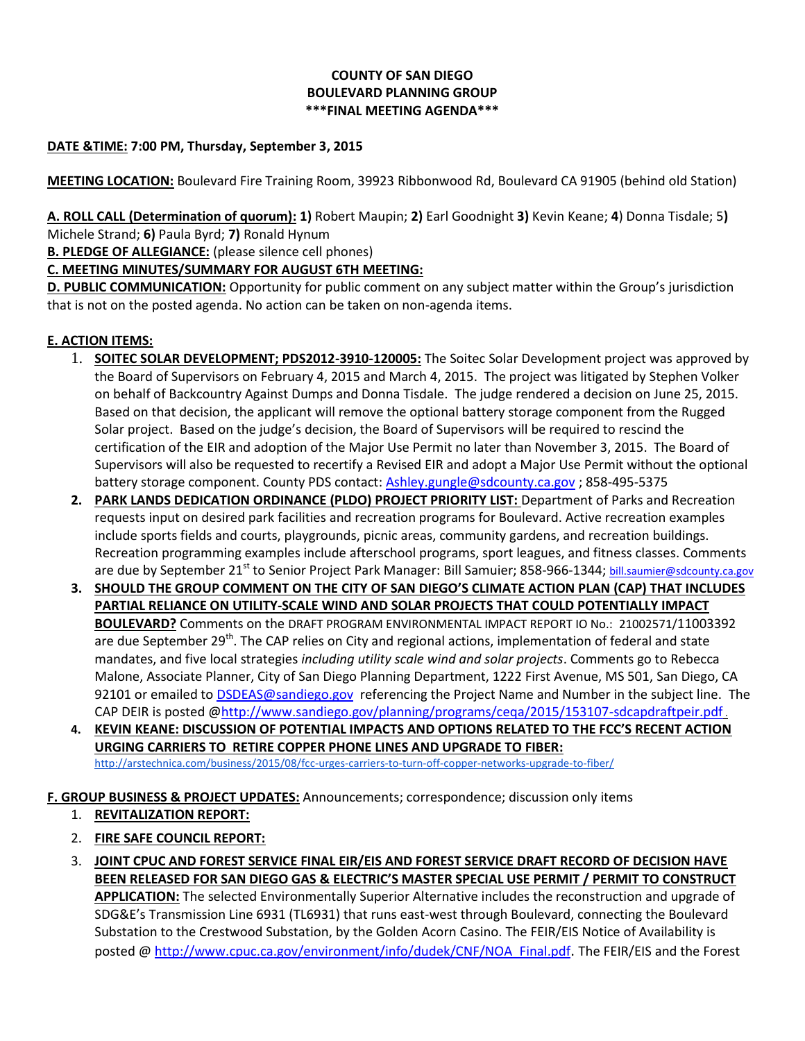**COUNTY OF SAN DIEGO**
**BOULEVARD PLANNING GROUP**
**\*\*\*FINAL MEETING AGENDA\*\*\***

**DATE &TIME: 7:00 PM, Thursday, September 3, 2015**

**MEETING LOCATION:** Boulevard Fire Training Room, 39923 Ribbonwood Rd, Boulevard CA 91905 (behind old Station)

**A. ROLL CALL (Determination of quorum): 1)** Robert Maupin; **2)** Earl Goodnight **3)** Kevin Keane; **4**) Donna Tisdale; 5**)** Michele Strand; **6)** Paula Byrd; **7)** Ronald Hynum

**B. PLEDGE OF ALLEGIANCE:** (please silence cell phones)

**C. MEETING MINUTES/SUMMARY FOR AUGUST 6TH MEETING:**

**D. PUBLIC COMMUNICATION:** Opportunity for public comment on any subject matter within the Group's jurisdiction that is not on the posted agenda. No action can be taken on non-agenda items.

**E. ACTION ITEMS:**

1. **SOITEC SOLAR DEVELOPMENT; PDS2012-3910-120005:** The Soitec Solar Development project was approved by the Board of Supervisors on February 4, 2015 and March 4, 2015. The project was litigated by Stephen Volker on behalf of Backcountry Against Dumps and Donna Tisdale. The judge rendered a decision on June 25, 2015. Based on that decision, the applicant will remove the optional battery storage component from the Rugged Solar project. Based on the judge's decision, the Board of Supervisors will be required to rescind the certification of the EIR and adoption of the Major Use Permit no later than November 3, 2015. The Board of Supervisors will also be requested to recertify a Revised EIR and adopt a Major Use Permit without the optional battery storage component. County PDS contact: Ashley.gungle@sdcounty.ca.gov ; 858-495-5375
2. **PARK LANDS DEDICATION ORDINANCE (PLDO) PROJECT PRIORITY LIST:** Department of Parks and Recreation requests input on desired park facilities and recreation programs for Boulevard. Active recreation examples include sports fields and courts, playgrounds, picnic areas, community gardens, and recreation buildings. Recreation programming examples include afterschool programs, sport leagues, and fitness classes. Comments are due by September 21st to Senior Project Park Manager: Bill Samuier; 858-966-1344; bill.saumier@sdcounty.ca.gov
3. **SHOULD THE GROUP COMMENT ON THE CITY OF SAN DIEGO'S CLIMATE ACTION PLAN (CAP) THAT INCLUDES PARTIAL RELIANCE ON UTILITY-SCALE WIND AND SOLAR PROJECTS THAT COULD POTENTIALLY IMPACT BOULEVARD?** Comments on the DRAFT PROGRAM ENVIRONMENTAL IMPACT REPORT IO No.: 21002571/11003392 are due September 29th. The CAP relies on City and regional actions, implementation of federal and state mandates, and five local strategies *including utility scale wind and solar projects*. Comments go to Rebecca Malone, Associate Planner, City of San Diego Planning Department, 1222 First Avenue, MS 501, San Diego, CA 92101 or emailed to DSDEAS@sandiego.gov referencing the Project Name and Number in the subject line. The CAP DEIR is posted @http://www.sandiego.gov/planning/programs/ceqa/2015/153107-sdcapdraftpeir.pdf .
4. **KEVIN KEANE: DISCUSSION OF POTENTIAL IMPACTS AND OPTIONS RELATED TO THE FCC'S RECENT ACTION URGING CARRIERS TO RETIRE COPPER PHONE LINES AND UPGRADE TO FIBER:** http://arstechnica.com/business/2015/08/fcc-urges-carriers-to-turn-off-copper-networks-upgrade-to-fiber/

**F. GROUP BUSINESS & PROJECT UPDATES:** Announcements; correspondence; discussion only items

1. **REVITALIZATION REPORT:**
2. **FIRE SAFE COUNCIL REPORT:**
3. **JOINT CPUC AND FOREST SERVICE FINAL EIR/EIS AND FOREST SERVICE DRAFT RECORD OF DECISION HAVE BEEN RELEASED FOR SAN DIEGO GAS & ELECTRIC'S MASTER SPECIAL USE PERMIT / PERMIT TO CONSTRUCT APPLICATION:** The selected Environmentally Superior Alternative includes the reconstruction and upgrade of SDG&E's Transmission Line 6931 (TL6931) that runs east-west through Boulevard, connecting the Boulevard Substation to the Crestwood Substation, by the Golden Acorn Casino. The FEIR/EIS Notice of Availability is posted @ http://www.cpuc.ca.gov/environment/info/dudek/CNF/NOA_Final.pdf. The FEIR/EIS and the Forest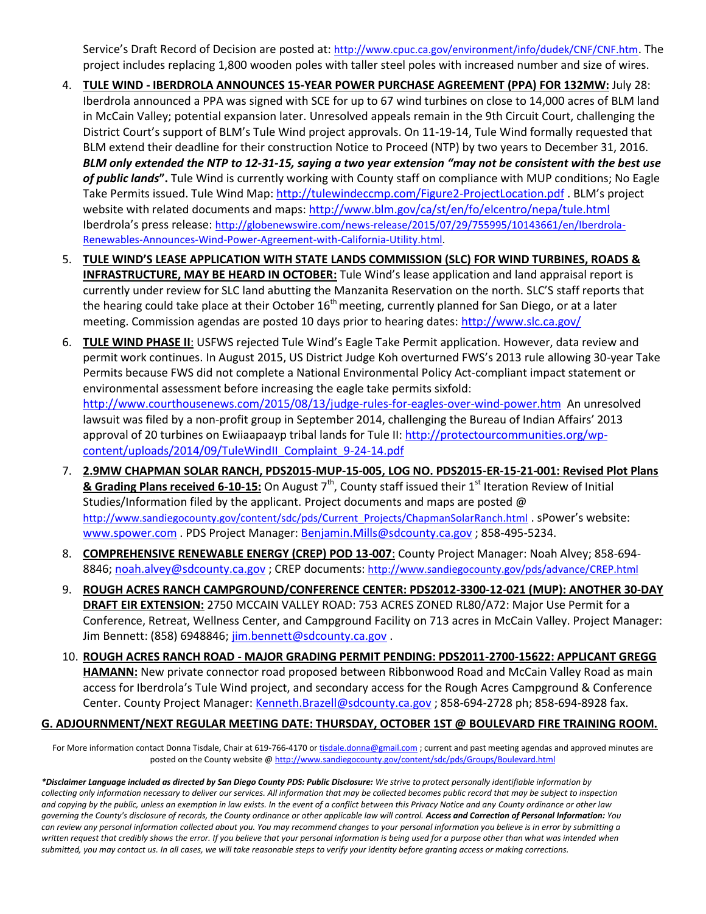Service's Draft Record of Decision are posted at: http://www.cpuc.ca.gov/environment/info/dudek/CNF/CNF.htm. The project includes replacing 1,800 wooden poles with taller steel poles with increased number and size of wires.

4. **TULE WIND - IBERDROLA ANNOUNCES 15-YEAR POWER PURCHASE AGREEMENT (PPA) FOR 132MW:** July 28: Iberdrola announced a PPA was signed with SCE for up to 67 wind turbines on close to 14,000 acres of BLM land in McCain Valley; potential expansion later. Unresolved appeals remain in the 9th Circuit Court, challenging the District Court's support of BLM's Tule Wind project approvals. On 11-19-14, Tule Wind formally requested that BLM extend their deadline for their construction Notice to Proceed (NTP) by two years to December 31, 2016. ***BLM only extended the NTP to 12-31-15, saying a two year extension "may not be consistent with the best use of public lands*".** Tule Wind is currently working with County staff on compliance with MUP conditions; No Eagle Take Permits issued. Tule Wind Map: http://tulewindeccmp.com/Figure2-ProjectLocation.pdf . BLM's project website with related documents and maps: http://www.blm.gov/ca/st/en/fo/elcentro/nepa/tule.html Iberdrola's press release: http://globenewswire.com/news-release/2015/07/29/755995/10143661/en/Iberdrola-Renewables-Announces-Wind-Power-Agreement-with-California-Utility.html.

5. **TULE WIND'S LEASE APPLICATION WITH STATE LANDS COMMISSION (SLC) FOR WIND TURBINES, ROADS & INFRASTRUCTURE, MAY BE HEARD IN OCTOBER:** Tule Wind's lease application and land appraisal report is currently under review for SLC land abutting the Manzanita Reservation on the north. SLC'S staff reports that the hearing could take place at their October 16th meeting, currently planned for San Diego, or at a later meeting. Commission agendas are posted 10 days prior to hearing dates: http://www.slc.ca.gov/

6. **TULE WIND PHASE II**: USFWS rejected Tule Wind's Eagle Take Permit application. However, data review and permit work continues. In August 2015, US District Judge Koh overturned FWS's 2013 rule allowing 30-year Take Permits because FWS did not complete a National Environmental Policy Act-compliant impact statement or environmental assessment before increasing the eagle take permits sixfold: http://www.courthousenews.com/2015/08/13/judge-rules-for-eagles-over-wind-power.htm An unresolved lawsuit was filed by a non-profit group in September 2014, challenging the Bureau of Indian Affairs' 2013 approval of 20 turbines on Ewiiaapaayp tribal lands for Tule II: http://protectourcommunities.org/wp-content/uploads/2014/09/TuleWindII_Complaint_9-24-14.pdf

7. **2.9MW CHAPMAN SOLAR RANCH, PDS2015-MUP-15-005, LOG NO. PDS2015-ER-15-21-001: Revised Plot Plans & Grading Plans received 6-10-15:** On August 7th, County staff issued their 1st Iteration Review of Initial Studies/Information filed by the applicant. Project documents and maps are posted @ http://www.sandiegocounty.gov/content/sdc/pds/Current_Projects/ChapmanSolarRanch.html . sPower's website: www.spower.com . PDS Project Manager: Benjamin.Mills@sdcounty.ca.gov ; 858-495-5234.

8. **COMPREHENSIVE RENEWABLE ENERGY (CREP) POD 13-007**: County Project Manager: Noah Alvey; 858-694-8846; noah.alvey@sdcounty.ca.gov ; CREP documents: http://www.sandiegocounty.gov/pds/advance/CREP.html

9. **ROUGH ACRES RANCH CAMPGROUND/CONFERENCE CENTER: PDS2012-3300-12-021 (MUP): ANOTHER 30-DAY DRAFT EIR EXTENSION:** 2750 MCCAIN VALLEY ROAD: 753 ACRES ZONED RL80/A72: Major Use Permit for a Conference, Retreat, Wellness Center, and Campground Facility on 713 acres in McCain Valley. Project Manager: Jim Bennett: (858) 6948846; jim.bennett@sdcounty.ca.gov .

10. **ROUGH ACRES RANCH ROAD - MAJOR GRADING PERMIT PENDING: PDS2011-2700-15622: APPLICANT GREGG HAMANN:** New private connector road proposed between Ribbonwood Road and McCain Valley Road as main access for Iberdrola's Tule Wind project, and secondary access for the Rough Acres Campground & Conference Center. County Project Manager: Kenneth.Brazell@sdcounty.ca.gov ; 858-694-2728 ph; 858-694-8928 fax.

**G. ADJOURNMENT/NEXT REGULAR MEETING DATE: THURSDAY, OCTOBER 1ST @ BOULEVARD FIRE TRAINING ROOM.**

For More information contact Donna Tisdale, Chair at 619-766-4170 or tisdale.donna@gmail.com ; current and past meeting agendas and approved minutes are posted on the County website @ http://www.sandiegocounty.gov/content/sdc/pds/Groups/Boulevard.html

****Disclaimer Language included as directed by San Diego County PDS: Public Disclosure:** We strive to protect personally identifiable information by collecting only information necessary to deliver our services. All information that may be collected becomes public record that may be subject to inspection and copying by the public, unless an exemption in law exists. In the event of a conflict between this Privacy Notice and any County ordinance or other law governing the County's disclosure of records, the County ordinance or other applicable law will control. **Access and Correction of Personal Information:** You can review any personal information collected about you. You may recommend changes to your personal information you believe is in error by submitting a written request that credibly shows the error. If you believe that your personal information is being used for a purpose other than what was intended when submitted, you may contact us. In all cases, we will take reasonable steps to verify your identity before granting access or making corrections.*